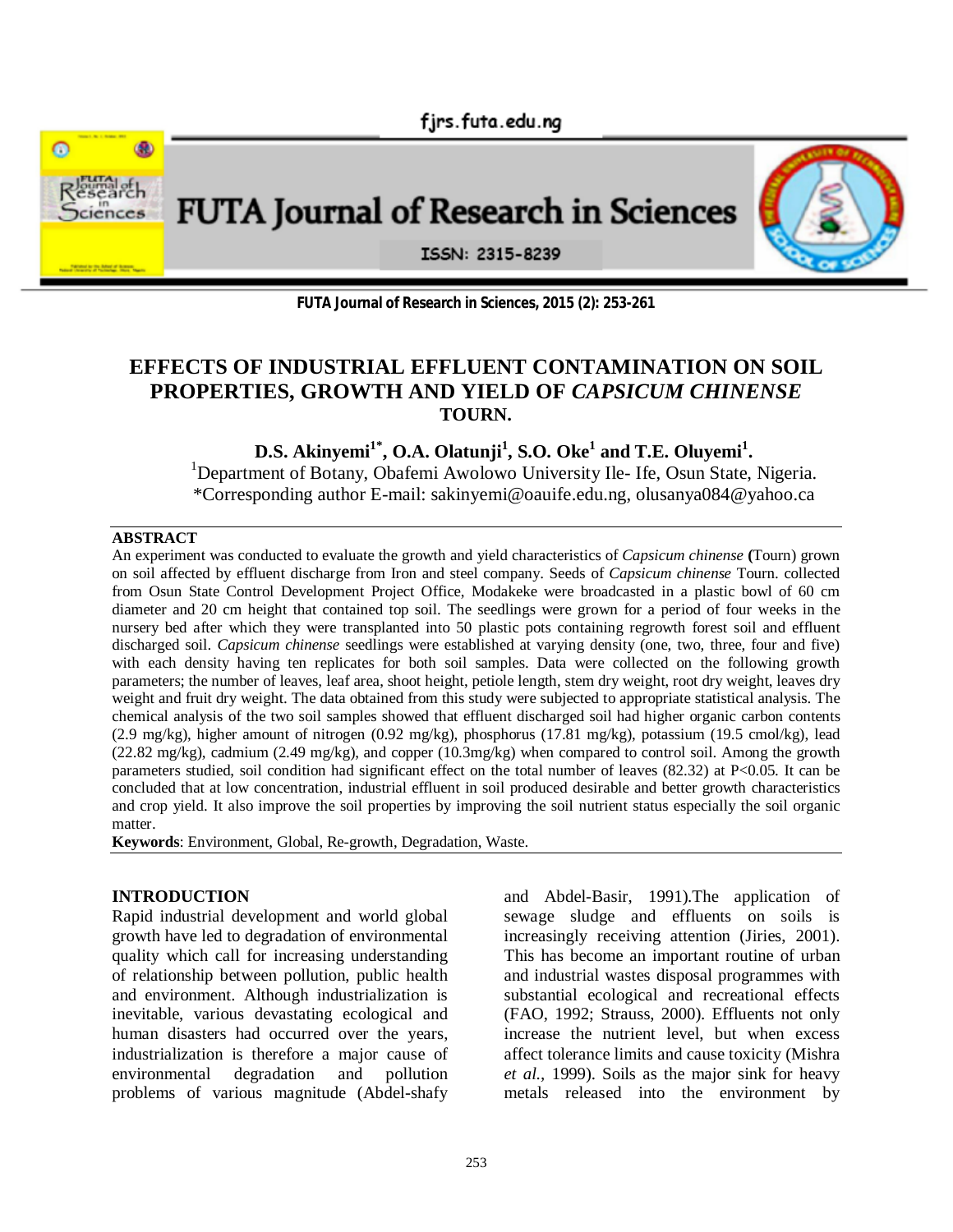# EFFECTS OF INDUSTRIAL EFFLUENT CONTAMINATION ON SOIL PROPERTIES, GROWTH AND YIELD OF *CAPSICUM CHINENSE* TOURN.

**D.S. Akinyemi[1*], O.A. Olatunji[1], S.O. Oke[1] and T.E. Oluyemi[1].**

[1]Department of Botany, Obafemi Awolowo University Ile- Ife, Osun State, Nigeria.
*Corresponding author E-mail: sakinyemi@oauife.edu.ng, olusanya084@yahoo.ca

## ABSTRACT

An experiment was conducted to evaluate the growth and yield characteristics of *Capsicum chinense* (Tourn) grown on soil affected by effluent discharge from Iron and steel company. Seeds of *Capsicum chinense* Tourn. collected from Osun State Control Development Project Office, Modakeke were broadcasted in a plastic bowl of 60 cm diameter and 20 cm height that contained top soil. The seedlings were grown for a period of four weeks in the nursery bed after which they were transplanted into 50 plastic pots containing regrowth forest soil and effluent discharged soil. *Capsicum chinense* seedlings were established at varying density (one, two, three, four and five) with each density having ten replicates for both soil samples. Data were collected on the following growth parameters; the number of leaves, leaf area, shoot height, petiole length, stem dry weight, root dry weight, leaves dry weight and fruit dry weight. The data obtained from this study were subjected to appropriate statistical analysis. The chemical analysis of the two soil samples showed that effluent discharged soil had higher organic carbon contents (2.9 mg/kg), higher amount of nitrogen (0.92 mg/kg), phosphorus (17.81 mg/kg), potassium (19.5 cmol/kg), lead (22.82 mg/kg), cadmium (2.49 mg/kg), and copper (10.3mg/kg) when compared to control soil. Among the growth parameters studied, soil condition had significant effect on the total number of leaves (82.32) at $P<0.05$. It can be concluded that at low concentration, industrial effluent in soil produced desirable and better growth characteristics and crop yield. It also improve the soil properties by improving the soil nutrient status especially the soil organic matter.

**Keywords**: Environment, Global, Re-growth, Degradation, Waste.

## INTRODUCTION

Rapid industrial development and world global growth have led to degradation of environmental quality which call for increasing understanding of relationship between pollution, public health and environment. Although industrialization is inevitable, various devastating ecological and human disasters had occurred over the years, industrialization is therefore a major cause of environmental degradation and pollution problems of various magnitude (Abdel-shafy and Abdel-Basir, 1991).The application of sewage sludge and effluents on soils is increasingly receiving attention (Jiries, 2001). This has become an important routine of urban and industrial wastes disposal programmes with substantial ecological and recreational effects (FAO, 1992; Strauss, 2000). Effluents not only increase the nutrient level, but when excess affect tolerance limits and cause toxicity (Mishra *et al.*, 1999). Soils as the major sink for heavy metals released into the environment by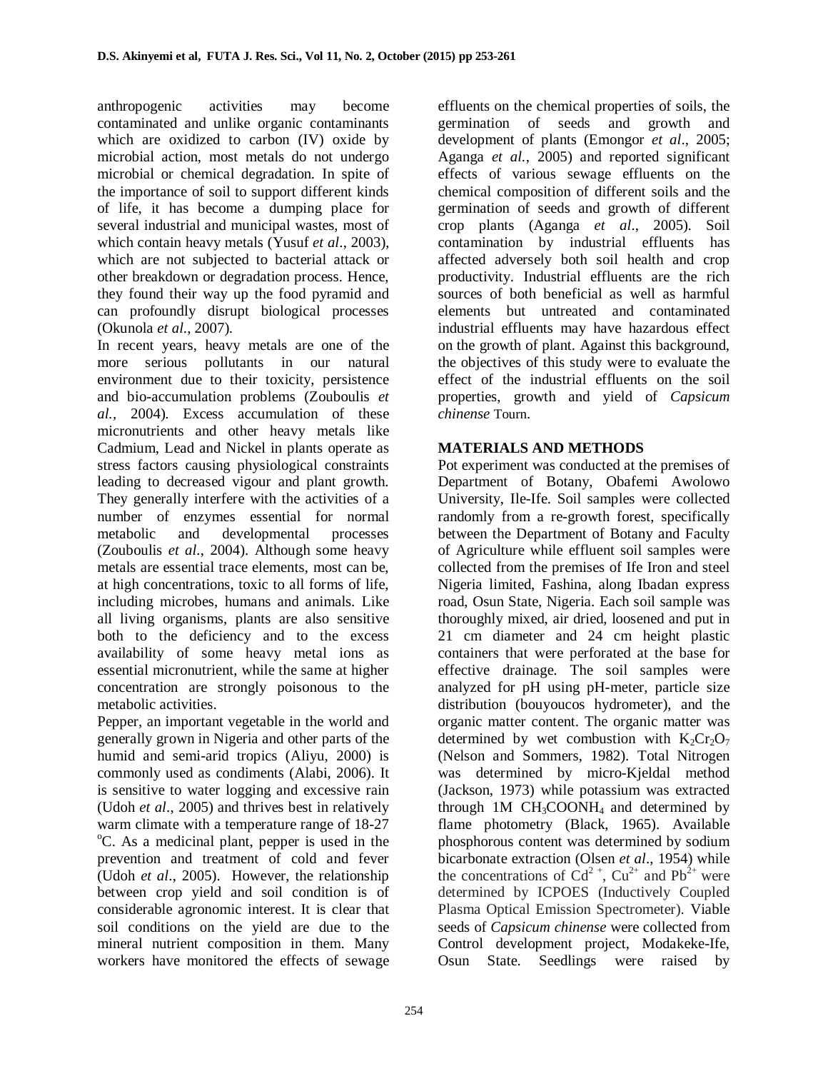anthropogenic activities may become contaminated and unlike organic contaminants which are oxidized to carbon (IV) oxide by microbial action, most metals do not undergo microbial or chemical degradation. In spite of the importance of soil to support different kinds of life, it has become a dumping place for several industrial and municipal wastes, most of which contain heavy metals (Yusuf *et al*., 2003), which are not subjected to bacterial attack or other breakdown or degradation process. Hence, they found their way up the food pyramid and can profoundly disrupt biological processes (Okunola *et al*., 2007).

In recent years, heavy metals are one of the more serious pollutants in our natural environment due to their toxicity, persistence and bio-accumulation problems (Zouboulis *et al.,* 2004). Excess accumulation of these micronutrients and other heavy metals like Cadmium, Lead and Nickel in plants operate as stress factors causing physiological constraints leading to decreased vigour and plant growth. They generally interfere with the activities of a number of enzymes essential for normal metabolic and developmental processes (Zouboulis *et al*., 2004). Although some heavy metals are essential trace elements, most can be, at high concentrations, toxic to all forms of life, including microbes, humans and animals. Like all living organisms, plants are also sensitive both to the deficiency and to the excess availability of some heavy metal ions as essential micronutrient, while the same at higher concentration are strongly poisonous to the metabolic activities.

Pepper, an important vegetable in the world and generally grown in Nigeria and other parts of the humid and semi-arid tropics (Aliyu, 2000) is commonly used as condiments (Alabi, 2006). It is sensitive to water logging and excessive rain (Udoh *et al*., 2005) and thrives best in relatively warm climate with a temperature range of 18-27 $^{o}$C. As a medicinal plant, pepper is used in the prevention and treatment of cold and fever (Udoh *et al*., 2005). However, the relationship between crop yield and soil condition is of considerable agronomic interest. It is clear that soil conditions on the yield are due to the mineral nutrient composition in them. Many workers have monitored the effects of sewage effluents on the chemical properties of soils, the germination of seeds and growth and development of plants (Emongor *et al*., 2005; Aganga *et al.*, 2005) and reported significant effects of various sewage effluents on the chemical composition of different soils and the germination of seeds and growth of different crop plants (Aganga *et al*., 2005). Soil contamination by industrial effluents has affected adversely both soil health and crop productivity. Industrial effluents are the rich sources of both beneficial as well as harmful elements but untreated and contaminated industrial effluents may have hazardous effect on the growth of plant. Against this background, the objectives of this study were to evaluate the effect of the industrial effluents on the soil properties, growth and yield of *Capsicum chinense* Tourn.

## MATERIALS AND METHODS

Pot experiment was conducted at the premises of Department of Botany, Obafemi Awolowo University, Ile-Ife. Soil samples were collected randomly from a re-growth forest, specifically between the Department of Botany and Faculty of Agriculture while effluent soil samples were collected from the premises of Ife Iron and steel Nigeria limited, Fashina, along Ibadan express road, Osun State, Nigeria. Each soil sample was thoroughly mixed, air dried, loosened and put in 21 cm diameter and 24 cm height plastic containers that were perforated at the base for effective drainage. The soil samples were analyzed for pH using pH-meter, particle size distribution (bouyoucos hydrometer), and the organic matter content. The organic matter was determined by wet combustion with $K_2Cr_2O_7$ (Nelson and Sommers, 1982). Total Nitrogen was determined by micro-Kjeldal method (Jackson, 1973) while potassium was extracted through 1M $CH_3COONH_4$ and determined by flame photometry (Black, 1965). Available phosphorous content was determined by sodium bicarbonate extraction (Olsen *et al*., 1954) while the concentrations of $Cd^{2+}$, $Cu^{2+}$ and $Pb^{2+}$ were determined by ICPOES (Inductively Coupled Plasma Optical Emission Spectrometer). Viable seeds of *Capsicum chinense* were collected from Control development project, Modakeke-Ife, Osun State. Seedlings were raised by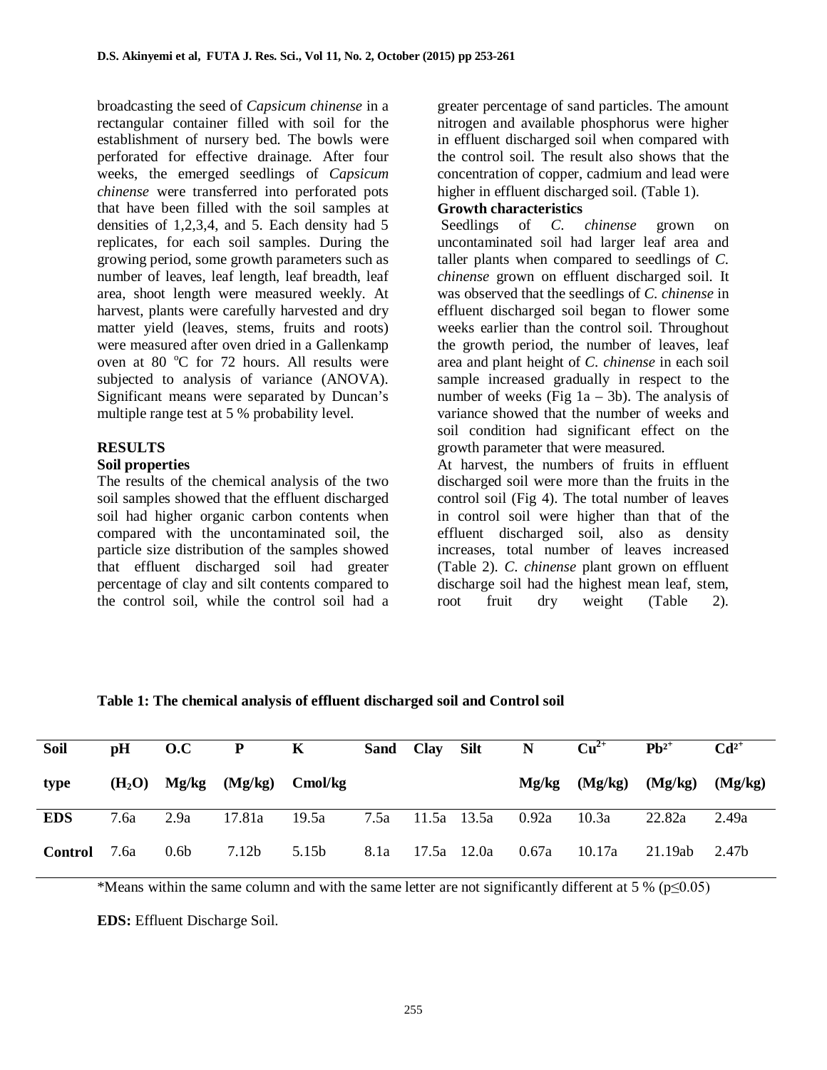broadcasting the seed of *Capsicum chinense* in a rectangular container filled with soil for the establishment of nursery bed. The bowls were perforated for effective drainage. After four weeks, the emerged seedlings of *Capsicum chinense* were transferred into perforated pots that have been filled with the soil samples at densities of 1,2,3,4, and 5. Each density had 5 replicates, for each soil samples. During the growing period, some growth parameters such as number of leaves, leaf length, leaf breadth, leaf area, shoot length were measured weekly. At harvest, plants were carefully harvested and dry matter yield (leaves, stems, fruits and roots) were measured after oven dried in a Gallenkamp oven at 80 °C for 72 hours. All results were subjected to analysis of variance (ANOVA). Significant means were separated by Duncan's multiple range test at 5 % probability level.

## RESULTS

### Soil properties

The results of the chemical analysis of the two soil samples showed that the effluent discharged soil had higher organic carbon contents when compared with the uncontaminated soil, the particle size distribution of the samples showed that effluent discharged soil had greater percentage of clay and silt contents compared to the control soil, while the control soil had a greater percentage of sand particles. The amount nitrogen and available phosphorus were higher in effluent discharged soil when compared with the control soil. The result also shows that the concentration of copper, cadmium and lead were higher in effluent discharged soil. (Table 1).

### Growth characteristics

Seedlings of *C. chinense* grown on uncontaminated soil had larger leaf area and taller plants when compared to seedlings of *C. chinense* grown on effluent discharged soil. It was observed that the seedlings of *C. chinense* in effluent discharged soil began to flower some weeks earlier than the control soil. Throughout the growth period, the number of leaves, leaf area and plant height of *C. chinense* in each soil sample increased gradually in respect to the number of weeks (Fig 1a – 3b). The analysis of variance showed that the number of weeks and soil condition had significant effect on the growth parameter that were measured.

At harvest, the numbers of fruits in effluent discharged soil were more than the fruits in the control soil (Fig 4). The total number of leaves in control soil were higher than that of the effluent discharged soil, also as density increases, total number of leaves increased (Table 2). *C. chinense* plant grown on effluent discharge soil had the highest mean leaf, stem, root fruit dry weight (Table 2).

**Table 1: The chemical analysis of effluent discharged soil and Control soil**

| Soil type | pH ($H_2O$) | O.C Mg/kg | P (Mg/kg) | K Cmol/kg | Sand | Clay | Silt | N Mg/kg | $Cu^{2+}$ (Mg/kg) | $Pb^{2+}$ (Mg/kg) | $Cd^{2+}$ (Mg/kg) |
|---|---|---|---|---|---|---|---|---|---|---|---|
| **EDS** | 7.6a | 2.9a | 17.81a | 19.5a | 7.5a | 11.5a | 13.5a | 0.92a | 10.3a | 22.82a | 2.49a |
| **Control** | 7.6a | 0.6b | 7.12b | 5.15b | 8.1a | 17.5a | 12.0a | 0.67a | 10.17a | 21.19ab | 2.47b |

*Means within the same column and with the same letter are not significantly different at 5 % ($p \leq 0.05$)

**EDS:** Effluent Discharge Soil.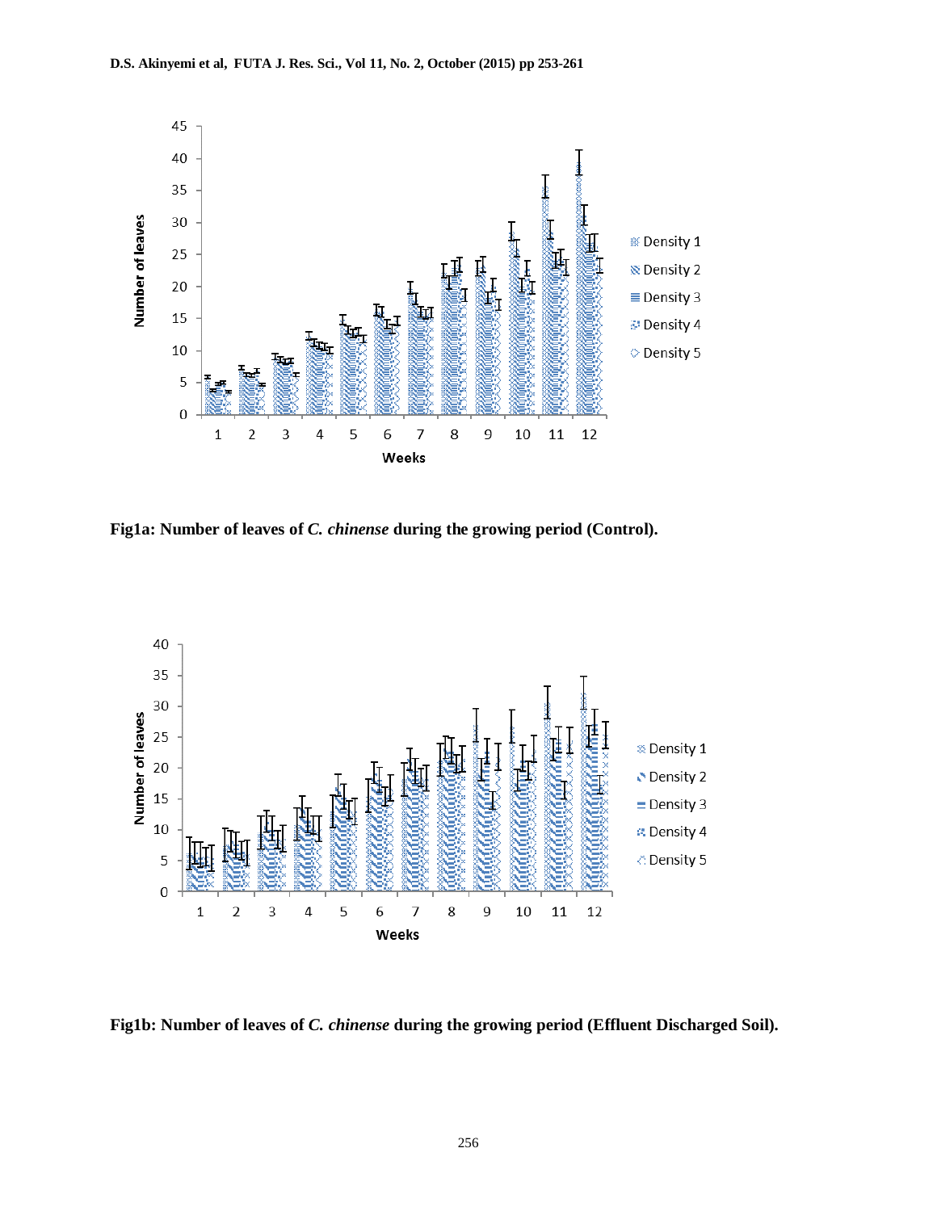**Fig1a: Number of leaves of *C. chinense* during the growing period (Control).**

**Fig1b: Number of leaves of *C. chinense* during the growing period (Effluent Discharged Soil).**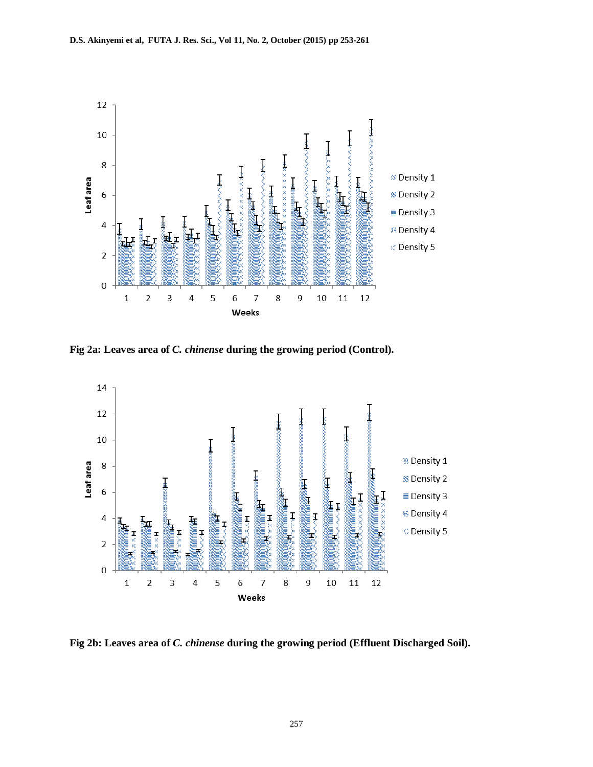Fig 2a: Leaves area of *C. chinense* during the growing period (Control).

Fig 2b: Leaves area of *C. chinense* during the growing period (Effluent Discharged Soil).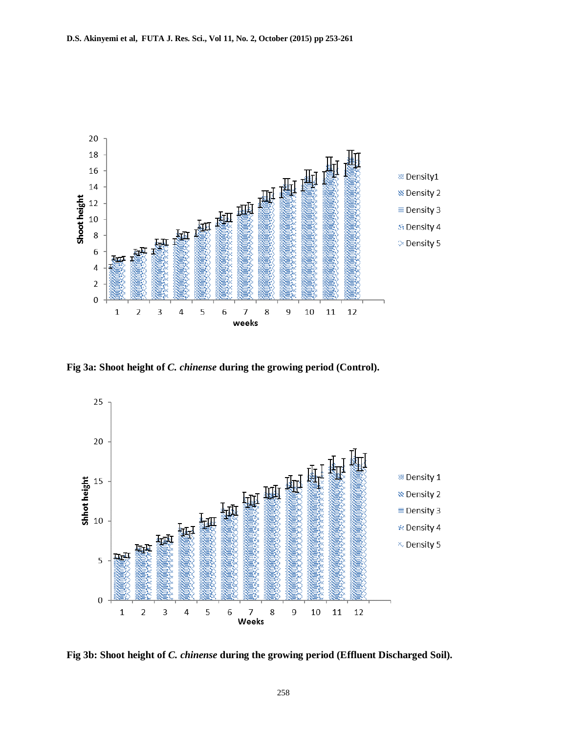Fig 3a: Shoot height of *C. chinense* during the growing period (Control).

Fig 3b: Shoot height of *C. chinense* during the growing period (Effluent Discharged Soil).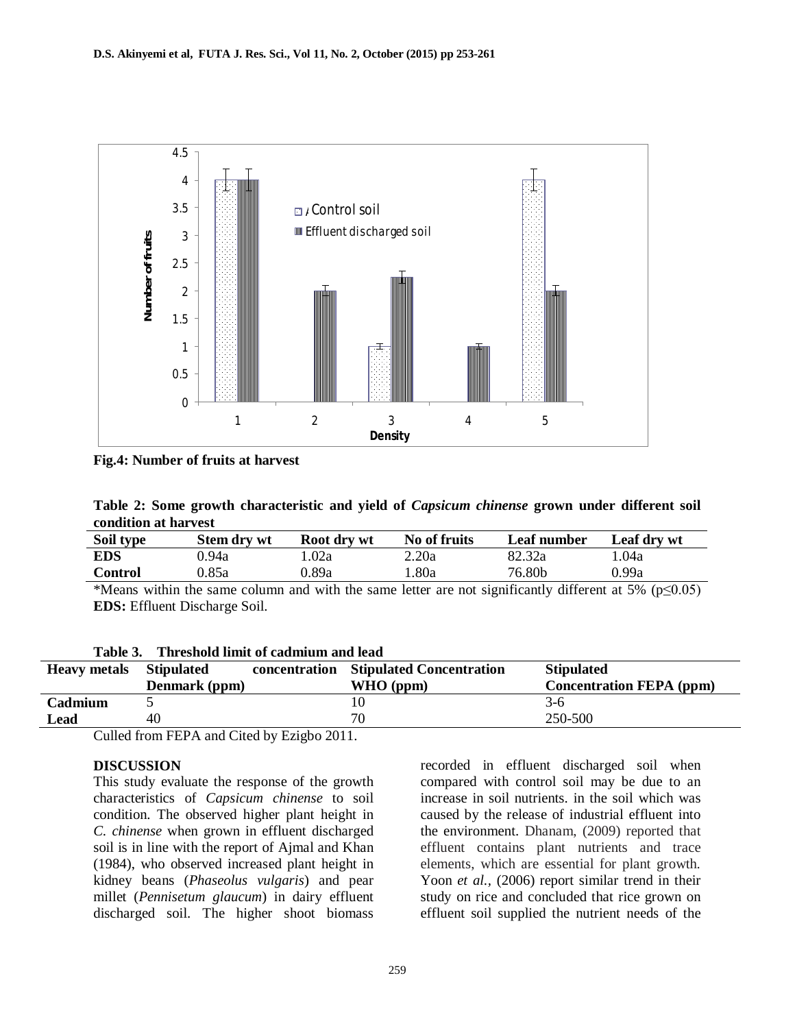Fig.4: Number of fruits at harvest

**Table 2: Some growth characteristic and yield of *Capsicum chinense* grown under different soil condition at harvest**

| Soil type | Stem dry wt | Root dry wt | No of fruits | Leaf number | Leaf dry wt |
|---|---|---|---|---|---|
| **EDS** | 0.94a | 1.02a | 2.20a | 82.32a | 1.04a |
| **Control** | 0.85a | 0.89a | 1.80a | 76.80b | 0.99a |

*Means within the same column and with the same letter are not significantly different at 5% ($p \leq 0.05$)
**EDS:** Effluent Discharge Soil.

**Table 3. Threshold limit of cadmium and lead**

| Heavy metals | Stipulated concentration Denmark (ppm) | Stipulated Concentration WHO (ppm) | Stipulated Concentration FEPA (ppm) |
|---|---|---|---|
| **Cadmium** | 5 | 10 | 3-6 |
| **Lead** | 40 | 70 | 250-500 |

Culled from FEPA and Cited by Ezigbo 2011.

## DISCUSSION

This study evaluate the response of the growth characteristics of *Capsicum chinense* to soil condition. The observed higher plant height in *C. chinense* when grown in effluent discharged soil is in line with the report of Ajmal and Khan (1984), who observed increased plant height in kidney beans (*Phaseolus vulgaris*) and pear millet (*Pennisetum glaucum*) in dairy effluent discharged soil. The higher shoot biomass recorded in effluent discharged soil when compared with control soil may be due to an increase in soil nutrients. in the soil which was caused by the release of industrial effluent into the environment. Dhanam, (2009) reported that effluent contains plant nutrients and trace elements, which are essential for plant growth. Yoon *et al.,* (2006) report similar trend in their study on rice and concluded that rice grown on effluent soil supplied the nutrient needs of the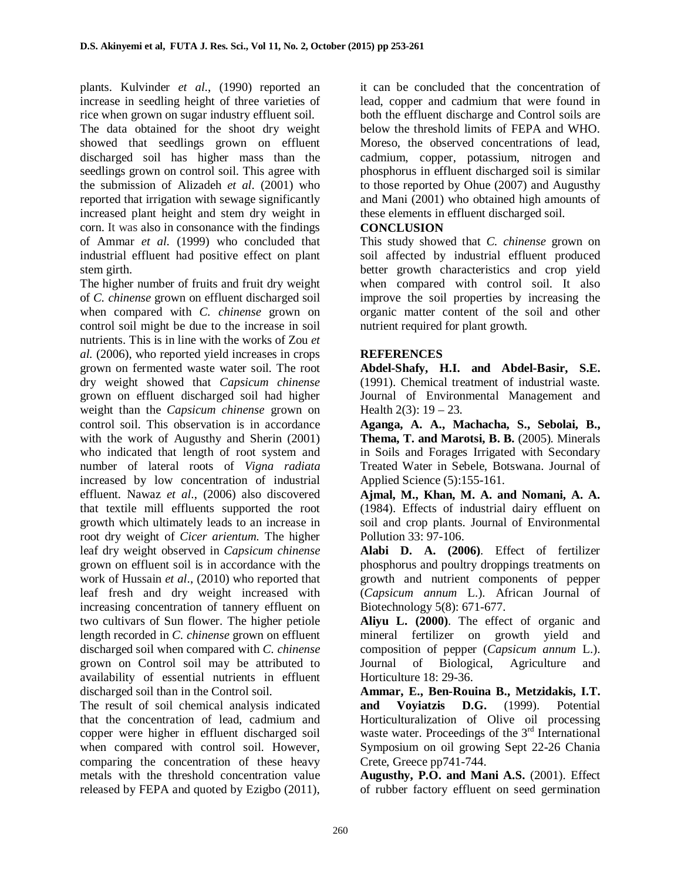plants. Kulvinder *et al*., (1990) reported an increase in seedling height of three varieties of rice when grown on sugar industry effluent soil.

The data obtained for the shoot dry weight showed that seedlings grown on effluent discharged soil has higher mass than the seedlings grown on control soil. This agree with the submission of Alizadeh *et al*. (2001) who reported that irrigation with sewage significantly increased plant height and stem dry weight in corn. It was also in consonance with the findings of Ammar *et al.* (1999) who concluded that industrial effluent had positive effect on plant stem girth.

The higher number of fruits and fruit dry weight of *C. chinense* grown on effluent discharged soil when compared with *C. chinense* grown on control soil might be due to the increase in soil nutrients. This is in line with the works of Zou *et al.* (2006), who reported yield increases in crops grown on fermented waste water soil. The root dry weight showed that *Capsicum chinense* grown on effluent discharged soil had higher weight than the *Capsicum chinense* grown on control soil. This observation is in accordance with the work of Augusthy and Sherin (2001) who indicated that length of root system and number of lateral roots of *Vigna radiata* increased by low concentration of industrial effluent. Nawaz *et al*., (2006) also discovered that textile mill effluents supported the root growth which ultimately leads to an increase in root dry weight of *Cicer arientum.* The higher leaf dry weight observed in *Capsicum chinense* grown on effluent soil is in accordance with the work of Hussain *et al*., (2010) who reported that leaf fresh and dry weight increased with increasing concentration of tannery effluent on two cultivars of Sun flower. The higher petiole length recorded in *C. chinense* grown on effluent discharged soil when compared with *C. chinense* grown on Control soil may be attributed to availability of essential nutrients in effluent discharged soil than in the Control soil.

The result of soil chemical analysis indicated that the concentration of lead, cadmium and copper were higher in effluent discharged soil when compared with control soil. However, comparing the concentration of these heavy metals with the threshold concentration value released by FEPA and quoted by Ezigbo (2011), it can be concluded that the concentration of lead, copper and cadmium that were found in both the effluent discharge and Control soils are below the threshold limits of FEPA and WHO. Moreso, the observed concentrations of lead, cadmium, copper, potassium, nitrogen and phosphorus in effluent discharged soil is similar to those reported by Ohue (2007) and Augusthy and Mani (2001) who obtained high amounts of these elements in effluent discharged soil.

## CONCLUSION

This study showed that *C. chinense* grown on soil affected by industrial effluent produced better growth characteristics and crop yield when compared with control soil. It also improve the soil properties by increasing the organic matter content of the soil and other nutrient required for plant growth.

## REFERENCES

**Abdel-Shafy, H.I. and Abdel-Basir, S.E.** (1991). Chemical treatment of industrial waste. Journal of Environmental Management and Health 2(3): 19 – 23.

**Aganga, A. A., Machacha, S., Sebolai, B., Thema, T. and Marotsi, B. B.** (2005). Minerals in Soils and Forages Irrigated with Secondary Treated Water in Sebele, Botswana. Journal of Applied Science (5):155-161.

**Ajmal, M., Khan, M. A. and Nomani, A. A.** (1984). Effects of industrial dairy effluent on soil and crop plants. Journal of Environmental Pollution 33: 97-106.

**Alabi D. A. (2006)**. Effect of fertilizer phosphorus and poultry droppings treatments on growth and nutrient components of pepper (*Capsicum annum* L.). African Journal of Biotechnology 5(8): 671-677.

**Aliyu L. (2000)**. The effect of organic and mineral fertilizer on growth yield and composition of pepper (*Capsicum annum* L.). Journal of Biological, Agriculture and Horticulture 18: 29-36.

**Ammar, E., Ben-Rouina B., Metzidakis, I.T. and Voyiatzis D.G.** (1999). Potential Horticulturalization of Olive oil processing waste water. Proceedings of the 3rd International Symposium on oil growing Sept 22-26 Chania Crete, Greece pp741-744.

**Augusthy, P.O. and Mani A.S.** (2001). Effect of rubber factory effluent on seed germination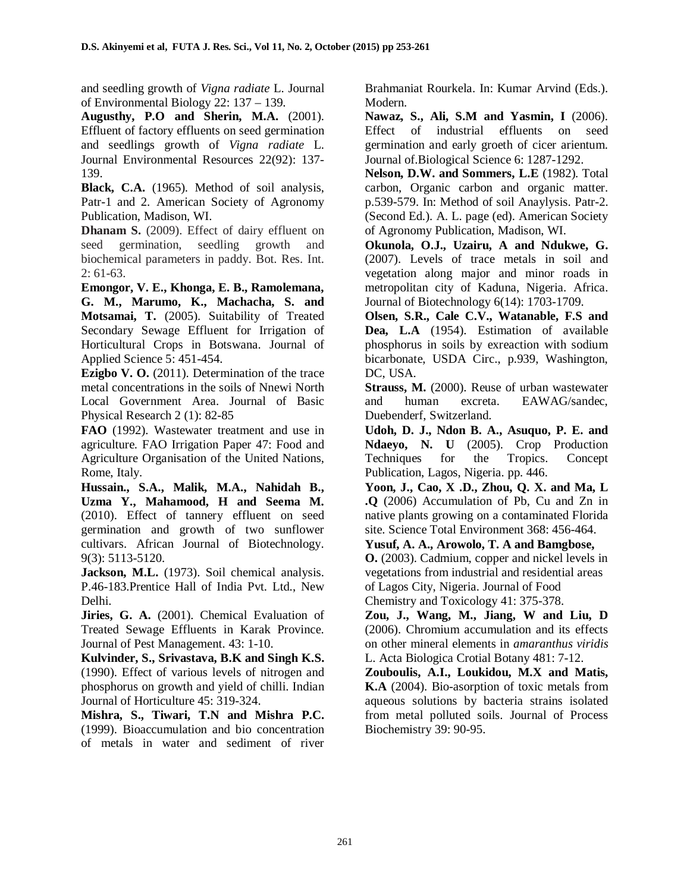and seedling growth of *Vigna radiate* L. Journal of Environmental Biology 22: 137 – 139.

**Augusthy, P.O and Sherin, M.A.** (2001). Effluent of factory effluents on seed germination and seedlings growth of *Vigna radiate* L. Journal Environmental Resources 22(92): 137-139.

**Black, C.A.** (1965). Method of soil analysis, Patr-1 and 2. American Society of Agronomy Publication, Madison, WI.

**Dhanam S.** (2009). Effect of dairy effluent on seed germination, seedling growth and biochemical parameters in paddy. Bot. Res. Int. 2: 61-63.

**Emongor, V. E., Khonga, E. B., Ramolemana, G. M., Marumo, K., Machacha, S. and Motsamai, T.** (2005). Suitability of Treated Secondary Sewage Effluent for Irrigation of Horticultural Crops in Botswana. Journal of Applied Science 5: 451-454.

**Ezigbo V. O.** (2011). Determination of the trace metal concentrations in the soils of Nnewi North Local Government Area. Journal of Basic Physical Research 2 (1): 82-85

**FAO** (1992). Wastewater treatment and use in agriculture. FAO Irrigation Paper 47: Food and Agriculture Organisation of the United Nations, Rome, Italy.

**Hussain., S.A., Malik, M.A., Nahidah B., Uzma Y., Mahamood, H and Seema M.** (2010). Effect of tannery effluent on seed germination and growth of two sunflower cultivars. African Journal of Biotechnology. 9(3): 5113-5120.

**Jackson, M.L.** (1973). Soil chemical analysis. P.46-183.Prentice Hall of India Pvt. Ltd., New Delhi.

**Jiries, G. A.** (2001). Chemical Evaluation of Treated Sewage Effluents in Karak Province. Journal of Pest Management. 43: 1-10.

**Kulvinder, S., Srivastava, B.K and Singh K.S.** (1990). Effect of various levels of nitrogen and phosphorus on growth and yield of chilli. Indian Journal of Horticulture 45: 319-324.

**Mishra, S., Tiwari, T.N and Mishra P.C.** (1999). Bioaccumulation and bio concentration of metals in water and sediment of river Brahmaniat Rourkela. In: Kumar Arvind (Eds.). Modern.

**Nawaz, S., Ali, S.M and Yasmin, I** (2006). Effect of industrial effluents on seed germination and early groeth of cicer arientum. Journal of.Biological Science 6: 1287-1292.

**Nelson, D.W. and Sommers, L.E** (1982). Total carbon, Organic carbon and organic matter. p.539-579. In: Method of soil Anaylysis. Patr-2. (Second Ed.). A. L. page (ed). American Society of Agronomy Publication, Madison, WI.

**Okunola, O.J., Uzairu, A and Ndukwe, G.** (2007). Levels of trace metals in soil and vegetation along major and minor roads in metropolitan city of Kaduna, Nigeria. Africa. Journal of Biotechnology 6(14): 1703-1709.

**Olsen, S.R., Cale C.V., Watanable, F.S and Dea, L.A** (1954). Estimation of available phosphorus in soils by exreaction with sodium bicarbonate, USDA Circ., p.939, Washington, DC, USA.

**Strauss, M.** (2000). Reuse of urban wastewater and human excreta. EAWAG/sandec, Duebenderf, Switzerland.

**Udoh, D. J., Ndon B. A., Asuquo, P. E. and Ndaeyo, N. U** (2005). Crop Production Techniques for the Tropics. Concept Publication, Lagos, Nigeria. pp. 446.

**Yoon, J., Cao, X .D., Zhou, Q. X. and Ma, L .Q** (2006) Accumulation of Pb, Cu and Zn in native plants growing on a contaminated Florida site. Science Total Environment 368: 456-464.

**Yusuf, A. A., Arowolo, T. A and Bamgbose, O.** (2003). Cadmium, copper and nickel levels in vegetations from industrial and residential areas of Lagos City, Nigeria. Journal of Food Chemistry and Toxicology 41: 375-378.

**Zou, J., Wang, M., Jiang, W and Liu, D** (2006). Chromium accumulation and its effects on other mineral elements in *amaranthus viridis* L. Acta Biologica Crotial Botany 481: 7-12.

**Zouboulis, A.I., Loukidou, M.X and Matis, K.A** (2004). Bio-asorption of toxic metals from aqueous solutions by bacteria strains isolated from metal polluted soils. Journal of Process Biochemistry 39: 90-95.